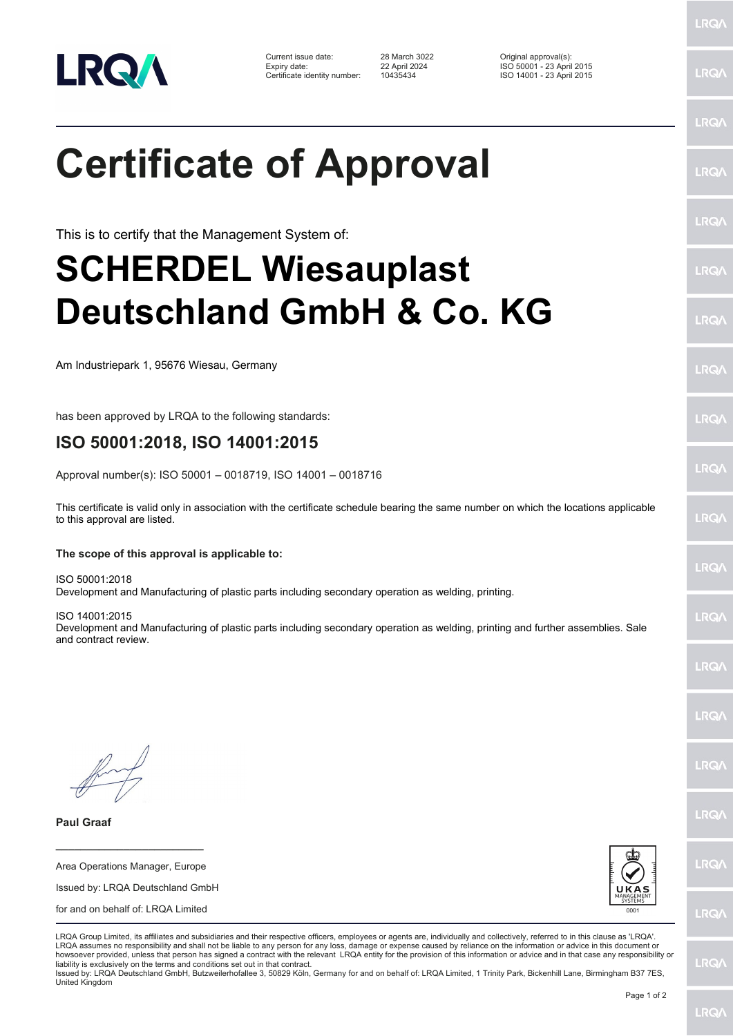| | | | |
|---|---|---|---|
| Current issue date: | 28 March 3022 | Original approval(s): | |
| Expiry date: | 22 April 2024 | ISO 50001 - 23 April 2015 | |
| Certificate identity number: | 10435434 | ISO 14001 - 23 April 2015 | |

# Certificate of Approval

This is to certify that the Management System of:

# SCHERDEL Wiesauplast Deutschland GmbH & Co. KG

Am Industriepark 1, 95676 Wiesau, Germany

has been approved by LRQA to the following standards:

## ISO 50001:2018, ISO 14001:2015

Approval number(s): ISO 50001 – 0018719, ISO 14001 – 0018716

This certificate is valid only in association with the certificate schedule bearing the same number on which the locations applicable to this approval are listed.

**The scope of this approval is applicable to:**

ISO 50001:2018
Development and Manufacturing of plastic parts including secondary operation as welding, printing.

ISO 14001:2015
Development and Manufacturing of plastic parts including secondary operation as welding, printing and further assemblies. Sale and contract review.

**Paul Graaf**

Area Operations Manager, Europe

Issued by: LRQA Deutschland GmbH

for and on behalf of: LRQA Limited

UKAS MANAGEMENT SYSTEMS 0001

LRQA Group Limited, its affiliates and subsidiaries and their respective officers, employees or agents are, individually and collectively, referred to in this clause as 'LRQA'. LRQA assumes no responsibility and shall not be liable to any person for any loss, damage or expense caused by reliance on the information or advice in this document or howsoever provided, unless that person has signed a contract with the relevant LRQA entity for the provision of this information or advice and in that case any responsibility or liability is exclusively on the terms and conditions set out in that contract.
Issued by: LRQA Deutschland GmbH, Butzweilerhofallee 3, 50829 Köln, Germany for and on behalf of: LRQA Limited, 1 Trinity Park, Bickenhill Lane, Birmingham B37 7ES, United Kingdom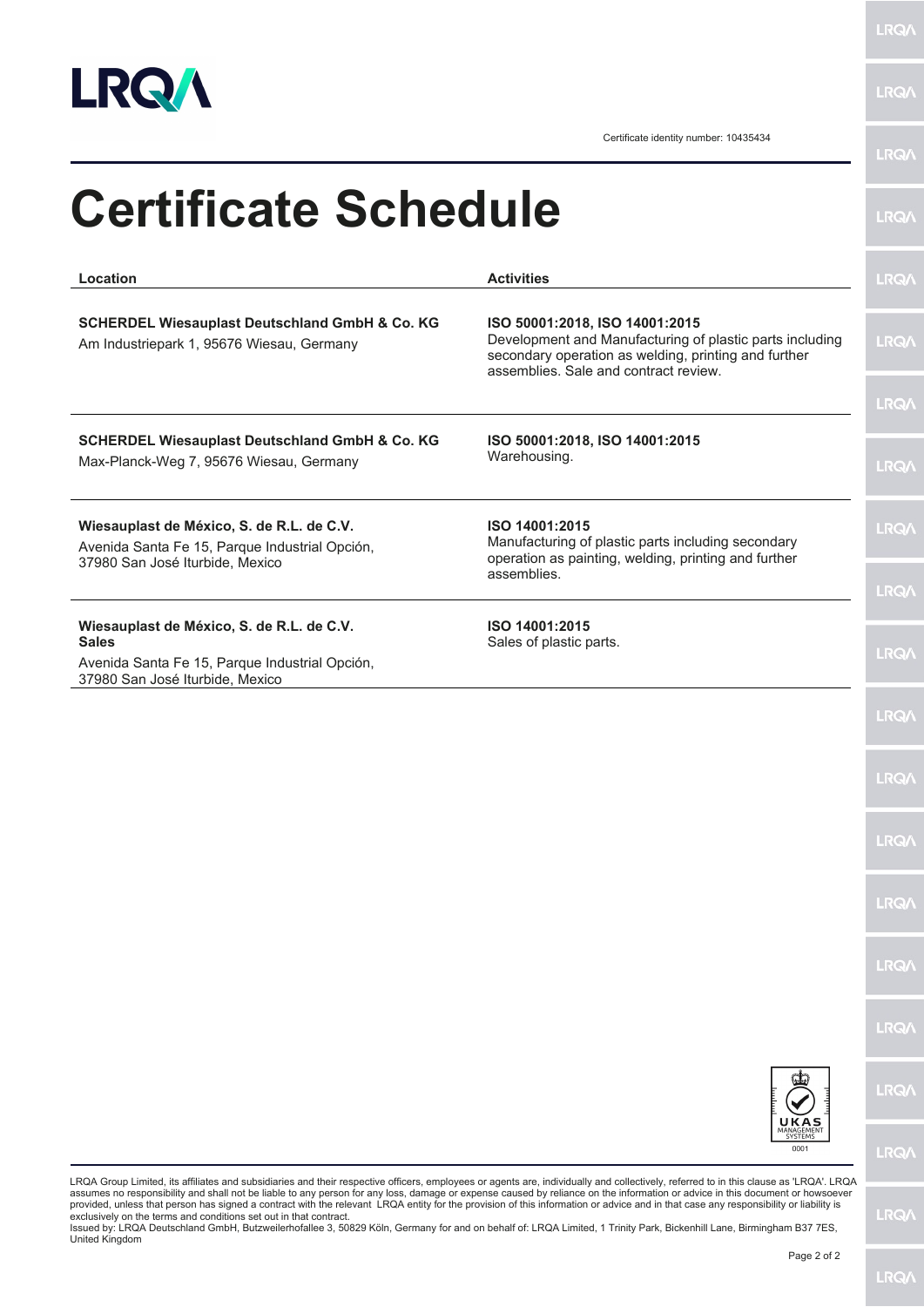Certificate identity number: 10435434

# Certificate Schedule

| Location | Activities |
| --- | --- |
| **SCHERDEL Wiesauplast Deutschland GmbH & Co. KG**<br>Am Industriepark 1, 95676 Wiesau, Germany | **ISO 50001:2018, ISO 14001:2015**<br>Development and Manufacturing of plastic parts including secondary operation as welding, printing and further assemblies. Sale and contract review. |
| **SCHERDEL Wiesauplast Deutschland GmbH & Co. KG**<br>Max-Planck-Weg 7, 95676 Wiesau, Germany | **ISO 50001:2018, ISO 14001:2015**<br>Warehousing. |
| **Wiesauplast de México, S. de R.L. de C.V.**<br>Avenida Santa Fe 15, Parque Industrial Opción, 37980 San José Iturbide, Mexico | **ISO 14001:2015**<br>Manufacturing of plastic parts including secondary operation as painting, welding, printing and further assemblies. |
| **Wiesauplast de México, S. de R.L. de C.V. Sales**<br>Avenida Santa Fe 15, Parque Industrial Opción, 37980 San José Iturbide, Mexico | **ISO 14001:2015**<br>Sales of plastic parts. |

UKAS MANAGEMENT SYSTEMS 0001

LRQA Group Limited, its affiliates and subsidiaries and their respective officers, employees or agents are, individually and collectively, referred to in this clause as 'LRQA'. LRQA assumes no responsibility and shall not be liable to any person for any loss, damage or expense caused by reliance on the information or advice in this document or howsoever provided, unless that person has signed a contract with the relevant LRQA entity for the provision of this information or advice and in that case any responsibility or liability is exclusively on the terms and conditions set out in that contract.
Issued by: LRQA Deutschland GmbH, Butzweilerhofallee 3, 50829 Köln, Germany for and on behalf of: LRQA Limited, 1 Trinity Park, Bickenhill Lane, Birmingham B37 7ES, United Kingdom